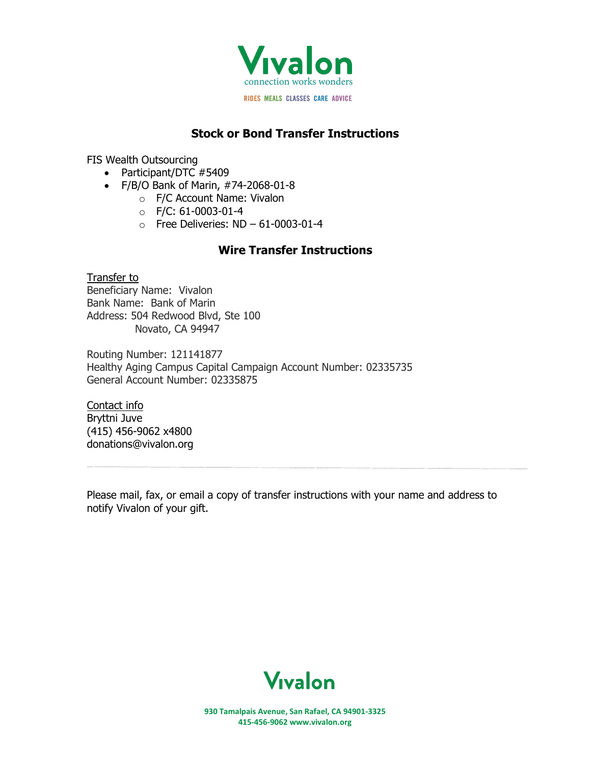# Vivalon

connection works wonders

RIDES MEALS CLASSES CARE ADVICE

## Stock or Bond Transfer Instructions

FIS Wealth Outsourcing

- Participant/DTC #5409
- F/B/O Bank of Marin, #74-2068-01-8
  - F/C Account Name: Vivalon
  - F/C: 61-0003-01-4
  - Free Deliveries: ND – 61-0003-01-4

## Wire Transfer Instructions

Transfer to

Beneficiary Name: Vivalon
Bank Name: Bank of Marin
Address: 504 Redwood Blvd, Ste 100
Novato, CA 94947

Routing Number: 121141877
Healthy Aging Campus Capital Campaign Account Number: 02335735
General Account Number: 02335875

Contact info

Bryttni Juve
(415) 456-9062 x4800
donations@vivalon.org

---

Please mail, fax, or email a copy of transfer instructions with your name and address to notify Vivalon of your gift.

Vivalon

930 Tamalpais Avenue, San Rafael, CA 94901-3325
415-456-9062 www.vivalon.org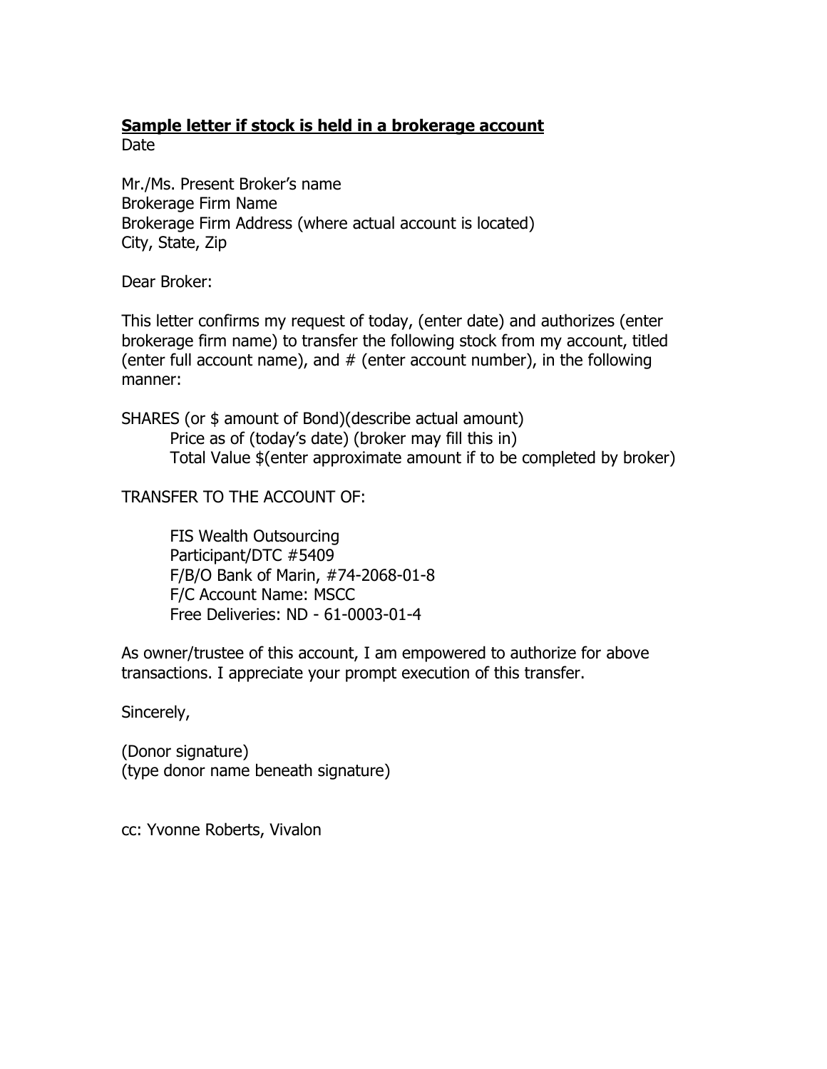**<u>Sample letter if stock is held in a brokerage account</u>**
Date

Mr./Ms. Present Broker's name
Brokerage Firm Name
Brokerage Firm Address (where actual account is located)
City, State, Zip

Dear Broker:

This letter confirms my request of today, (enter date) and authorizes (enter brokerage firm name) to transfer the following stock from my account, titled (enter full account name), and # (enter account number), in the following manner:

SHARES (or $ amount of Bond)(describe actual amount)
  Price as of (today's date) (broker may fill this in)
  Total Value $(enter approximate amount if to be completed by broker)

TRANSFER TO THE ACCOUNT OF:

  FIS Wealth Outsourcing
  Participant/DTC #5409
  F/B/O Bank of Marin, #74-2068-01-8
  F/C Account Name: MSCC
  Free Deliveries: ND - 61-0003-01-4

As owner/trustee of this account, I am empowered to authorize for above transactions. I appreciate your prompt execution of this transfer.

Sincerely,

(Donor signature)
(type donor name beneath signature)

cc: Yvonne Roberts, Vivalon